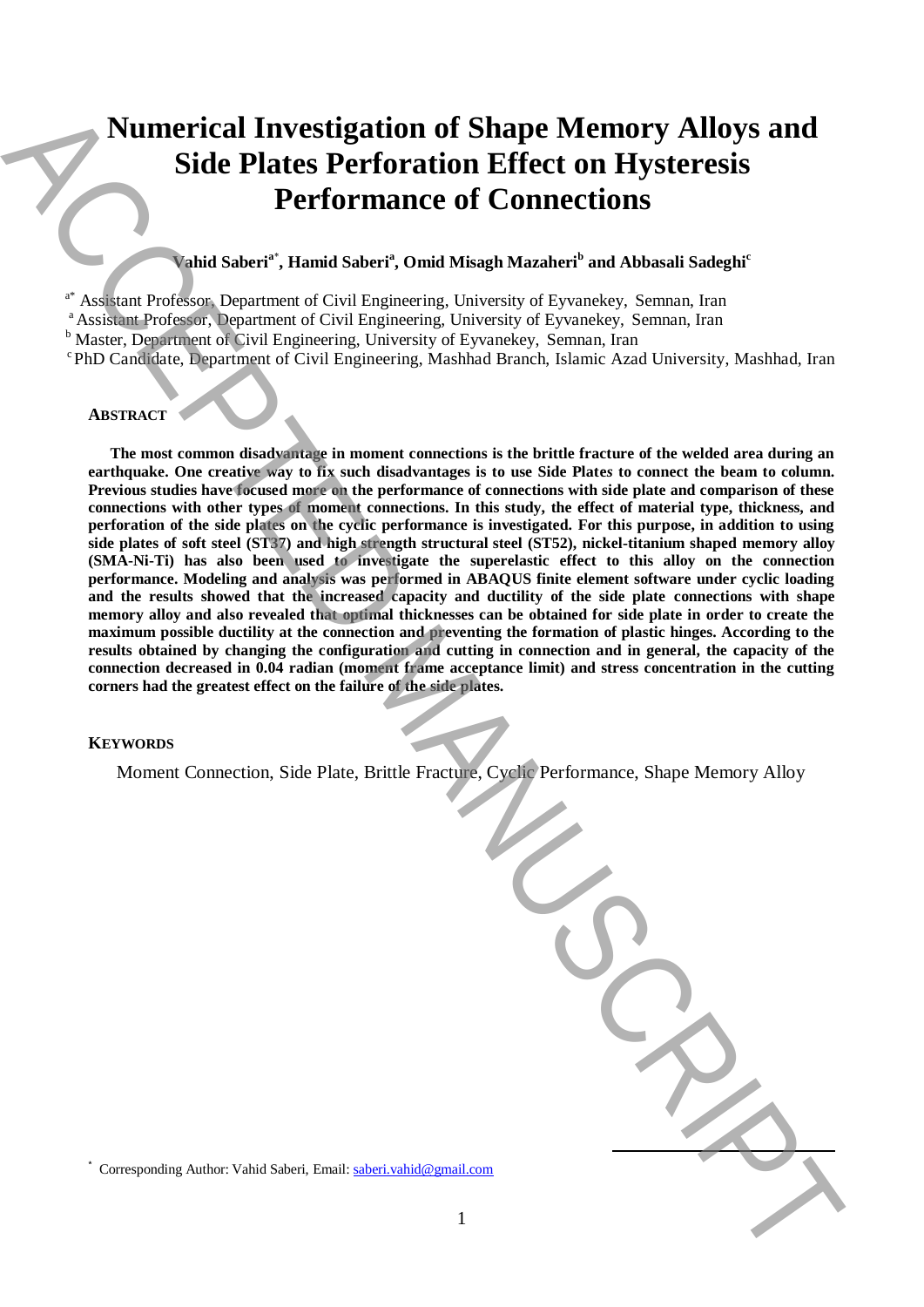# Numerical Investigation of Shape Memory Alloys and Side Plates Perforation Effect on Hysteresis Performance of Connections

**Vahid Saberi[a*], Hamid Saberi[a], Omid Misagh Mazaheri[b] and Abbasali Sadeghi[c]**

[a*] Assistant Professor, Department of Civil Engineering, University of Eyvanekey, Semnan, Iran
[a] Assistant Professor, Department of Civil Engineering, University of Eyvanekey, Semnan, Iran
[b] Master, Department of Civil Engineering, University of Eyvanekey, Semnan, Iran
[c] PhD Candidate, Department of Civil Engineering, Mashhad Branch, Islamic Azad University, Mashhad, Iran

## ABSTRACT

**The most common disadvantage in moment connections is the brittle fracture of the welded area during an earthquake. One creative way to fix such disadvantages is to use Side Plates to connect the beam to column. Previous studies have focused more on the performance of connections with side plate and comparison of these connections with other types of moment connections. In this study, the effect of material type, thickness, and perforation of the side plates on the cyclic performance is investigated. For this purpose, in addition to using side plates of soft steel (ST37) and high strength structural steel (ST52), nickel-titanium shaped memory alloy (SMA-Ni-Ti) has also been used to investigate the superelastic effect to this alloy on the connection performance. Modeling and analysis was performed in ABAQUS finite element software under cyclic loading and the results showed that the increased capacity and ductility of the side plate connections with shape memory alloy and also revealed that optimal thicknesses can be obtained for side plate in order to create the maximum possible ductility at the connection and preventing the formation of plastic hinges. According to the results obtained by changing the configuration and cutting in connection and in general, the capacity of the connection decreased in 0.04 radian (moment frame acceptance limit) and stress concentration in the cutting corners had the greatest effect on the failure of the side plates.**

## KEYWORDS

Moment Connection, Side Plate, Brittle Fracture, Cyclic Performance, Shape Memory Alloy

* Corresponding Author: Vahid Saberi, Email: saberi.vahid@gmail.com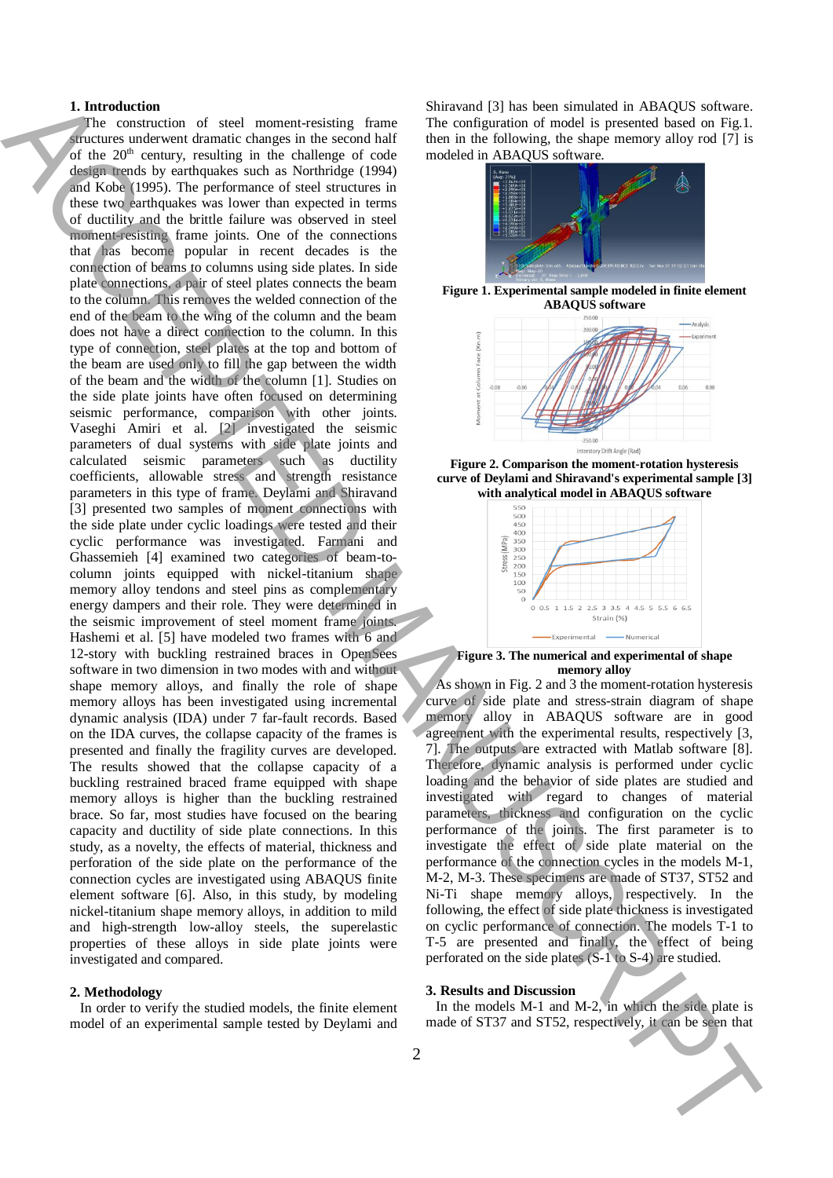## 1. Introduction

The construction of steel moment-resisting frame structures underwent dramatic changes in the second half of the $20^{th}$ century, resulting in the challenge of code design trends by earthquakes such as Northridge (1994) and Kobe (1995). The performance of steel structures in these two earthquakes was lower than expected in terms of ductility and the brittle failure was observed in steel moment-resisting frame joints. One of the connections that has become popular in recent decades is the connection of beams to columns using side plates. In side plate connections, a pair of steel plates connects the beam to the column. This removes the welded connection of the end of the beam to the wing of the column and the beam does not have a direct connection to the column. In this type of connection, steel plates at the top and bottom of the beam are used only to fill the gap between the width of the beam and the width of the column [1]. Studies on the side plate joints have often focused on determining seismic performance, comparison with other joints. Vaseghi Amiri et al. [2] investigated the seismic parameters of dual systems with side plate joints and calculated seismic parameters such as ductility coefficients, allowable stress and strength resistance parameters in this type of frame. Deylami and Shiravand [3] presented two samples of moment connections with the side plate under cyclic loadings were tested and their cyclic performance was investigated. Farmani and Ghassemieh [4] examined two categories of beam-to-column joints equipped with nickel-titanium shape memory alloy tendons and steel pins as complementary energy dampers and their role. They were determined in the seismic improvement of steel moment frame joints. Hashemi et al. [5] have modeled two frames with 6 and 12-story with buckling restrained braces in OpenSees software in two dimension in two modes with and without shape memory alloys, and finally the role of shape memory alloys has been investigated using incremental dynamic analysis (IDA) under 7 far-fault records. Based on the IDA curves, the collapse capacity of the frames is presented and finally the fragility curves are developed. The results showed that the collapse capacity of a buckling restrained braced frame equipped with shape memory alloys is higher than the buckling restrained brace. So far, most studies have focused on the bearing capacity and ductility of side plate connections. In this study, as a novelty, the effects of material, thickness and perforation of the side plate on the performance of the connection cycles are investigated using ABAQUS finite element software [6]. Also, in this study, by modeling nickel-titanium shape memory alloys, in addition to mild and high-strength low-alloy steels, the superelastic properties of these alloys in side plate joints were investigated and compared.

## 2. Methodology

In order to verify the studied models, the finite element model of an experimental sample tested by Deylami and Shiravand [3] has been simulated in ABAQUS software. The configuration of model is presented based on Fig.1. then in the following, the shape memory alloy rod [7] is modeled in ABAQUS software.

**Figure 1. Experimental sample modeled in finite element ABAQUS software**

Moment at Column Face (kN-m)
Interstory Drift Angle (Rad)
Analysis
Experiment
250.00
200.00
-250.00
-0.08
-0.06
-0.04
0.04
0.06
0.08

**Figure 2. Comparison the moment-rotation hysteresis curve of Deylami and Shiravand's experimental sample [3] with analytical model in ABAQUS software**

Stress (MPa)
550
500
450
400
350
300
250
200
150
100
50
0
0 0.5 1 1.5 2 2.5 3 3.5 4 4.5 5 5.5 6 6.5
Strain (%)
Experimental
Numerical

**Figure 3. The numerical and experimental of shape memory alloy**

As shown in Fig. 2 and 3 the moment-rotation hysteresis curve of side plate and stress-strain diagram of shape memory alloy in ABAQUS software are in good agreement with the experimental results, respectively [3, 7]. The outputs are extracted with Matlab software [8]. Therefore, dynamic analysis is performed under cyclic loading and the behavior of side plates are studied and investigated with regard to changes of material parameters, thickness and configuration on the cyclic performance of the joints. The first parameter is to investigate the effect of side plate material on the performance of the connection cycles in the models M-1, M-2, M-3. These specimens are made of ST37, ST52 and Ni-Ti shape memory alloys, respectively. In the following, the effect of side plate thickness is investigated on cyclic performance of connection. The models T-1 to T-5 are presented and finally, the effect of being perforated on the side plates (S-1 to S-4) are studied.

## 3. Results and Discussion

In the models M-1 and M-2, in which the side plate is made of ST37 and ST52, respectively, it can be seen that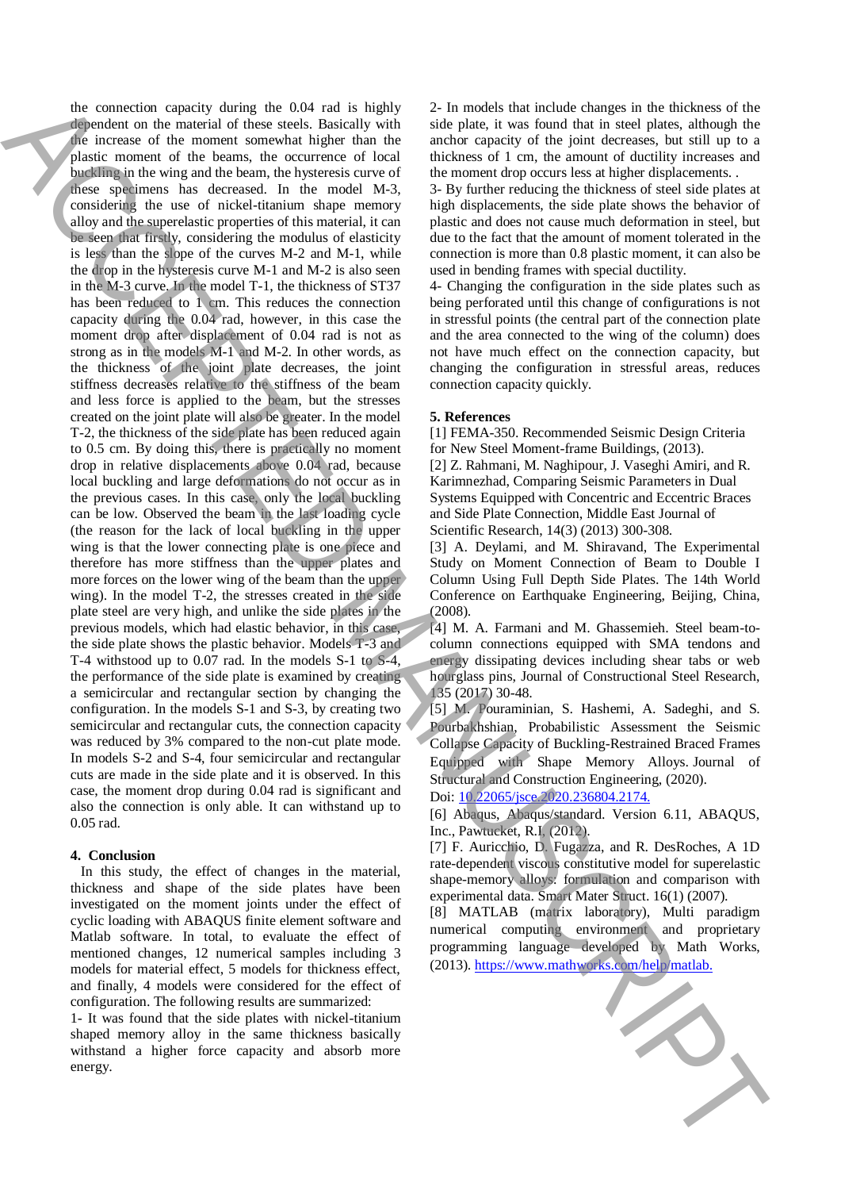the connection capacity during the 0.04 rad is highly dependent on the material of these steels. Basically with the increase of the moment somewhat higher than the plastic moment of the beams, the occurrence of local buckling in the wing and the beam, the hysteresis curve of these specimens has decreased. In the model M-3, considering the use of nickel-titanium shape memory alloy and the superelastic properties of this material, it can be seen that firstly, considering the modulus of elasticity is less than the slope of the curves M-2 and M-1, while the drop in the hysteresis curve M-1 and M-2 is also seen in the M-3 curve. In the model T-1, the thickness of ST37 has been reduced to 1 cm. This reduces the connection capacity during the 0.04 rad, however, in this case the moment drop after displacement of 0.04 rad is not as strong as in the models M-1 and M-2. In other words, as the thickness of the joint plate decreases, the joint stiffness decreases relative to the stiffness of the beam and less force is applied to the beam, but the stresses created on the joint plate will also be greater. In the model T-2, the thickness of the side plate has been reduced again to 0.5 cm. By doing this, there is practically no moment drop in relative displacements above 0.04 rad, because local buckling and large deformations do not occur as in the previous cases. In this case, only the local buckling can be low. Observed the beam in the last loading cycle (the reason for the lack of local buckling in the upper wing is that the lower connecting plate is one piece and therefore has more stiffness than the upper plates and more forces on the lower wing of the beam than the upper wing). In the model T-2, the stresses created in the side plate steel are very high, and unlike the side plates in the previous models, which had elastic behavior, in this case, the side plate shows the plastic behavior. Models T-3 and T-4 withstood up to 0.07 rad. In the models S-1 to S-4, the performance of the side plate is examined by creating a semicircular and rectangular section by changing the configuration. In the models S-1 and S-3, by creating two semicircular and rectangular cuts, the connection capacity was reduced by 3% compared to the non-cut plate mode. In models S-2 and S-4, four semicircular and rectangular cuts are made in the side plate and it is observed. In this case, the moment drop during 0.04 rad is significant and also the connection is only able. It can withstand up to 0.05 rad.

## 4. Conclusion

In this study, the effect of changes in the material, thickness and shape of the side plates have been investigated on the moment joints under the effect of cyclic loading with ABAQUS finite element software and Matlab software. In total, to evaluate the effect of mentioned changes, 12 numerical samples including 3 models for material effect, 5 models for thickness effect, and finally, 4 models were considered for the effect of configuration. The following results are summarized:

1- It was found that the side plates with nickel-titanium shaped memory alloy in the same thickness basically withstand a higher force capacity and absorb more energy.

2- In models that include changes in the thickness of the side plate, it was found that in steel plates, although the anchor capacity of the joint decreases, but still up to a thickness of 1 cm, the amount of ductility increases and the moment drop occurs less at higher displacements. .

3- By further reducing the thickness of steel side plates at high displacements, the side plate shows the behavior of plastic and does not cause much deformation in steel, but due to the fact that the amount of moment tolerated in the connection is more than 0.8 plastic moment, it can also be used in bending frames with special ductility.

4- Changing the configuration in the side plates such as being perforated until this change of configurations is not in stressful points (the central part of the connection plate and the area connected to the wing of the column) does not have much effect on the connection capacity, but changing the configuration in stressful areas, reduces connection capacity quickly.

## 5. References

[1] FEMA-350. Recommended Seismic Design Criteria for New Steel Moment-frame Buildings, (2013).

[2] Z. Rahmani, M. Naghipour, J. Vaseghi Amiri, and R. Karimnezhad, Comparing Seismic Parameters in Dual Systems Equipped with Concentric and Eccentric Braces and Side Plate Connection, Middle East Journal of Scientific Research, 14(3) (2013) 300-308.

[3] A. Deylami, and M. Shiravand, The Experimental Study on Moment Connection of Beam to Double I Column Using Full Depth Side Plates. The 14th World Conference on Earthquake Engineering, Beijing, China, (2008).

[4] M. A. Farmani and M. Ghassemieh. Steel beam-to-column connections equipped with SMA tendons and energy dissipating devices including shear tabs or web hourglass pins, Journal of Constructional Steel Research, 135 (2017) 30-48.

[5] M. Pouraminian, S. Hashemi, A. Sadeghi, and S. Pourbakhshian, Probabilistic Assessment the Seismic Collapse Capacity of Buckling-Restrained Braced Frames Equipped with Shape Memory Alloys. Journal of Structural and Construction Engineering, (2020). Doi: 10.22065/jsce.2020.236804.2174.

[6] Abaqus, Abaqus/standard. Version 6.11, ABAQUS, Inc., Pawtucket, R.I. (2012).

[7] F. Auricchio, D. Fugazza, and R. DesRoches, A 1D rate-dependent viscous constitutive model for superelastic shape-memory alloys: formulation and comparison with experimental data. Smart Mater Struct. 16(1) (2007).

[8] MATLAB (matrix laboratory), Multi paradigm numerical computing environment and proprietary programming language developed by Math Works, (2013). https://www.mathworks.com/help/matlab.